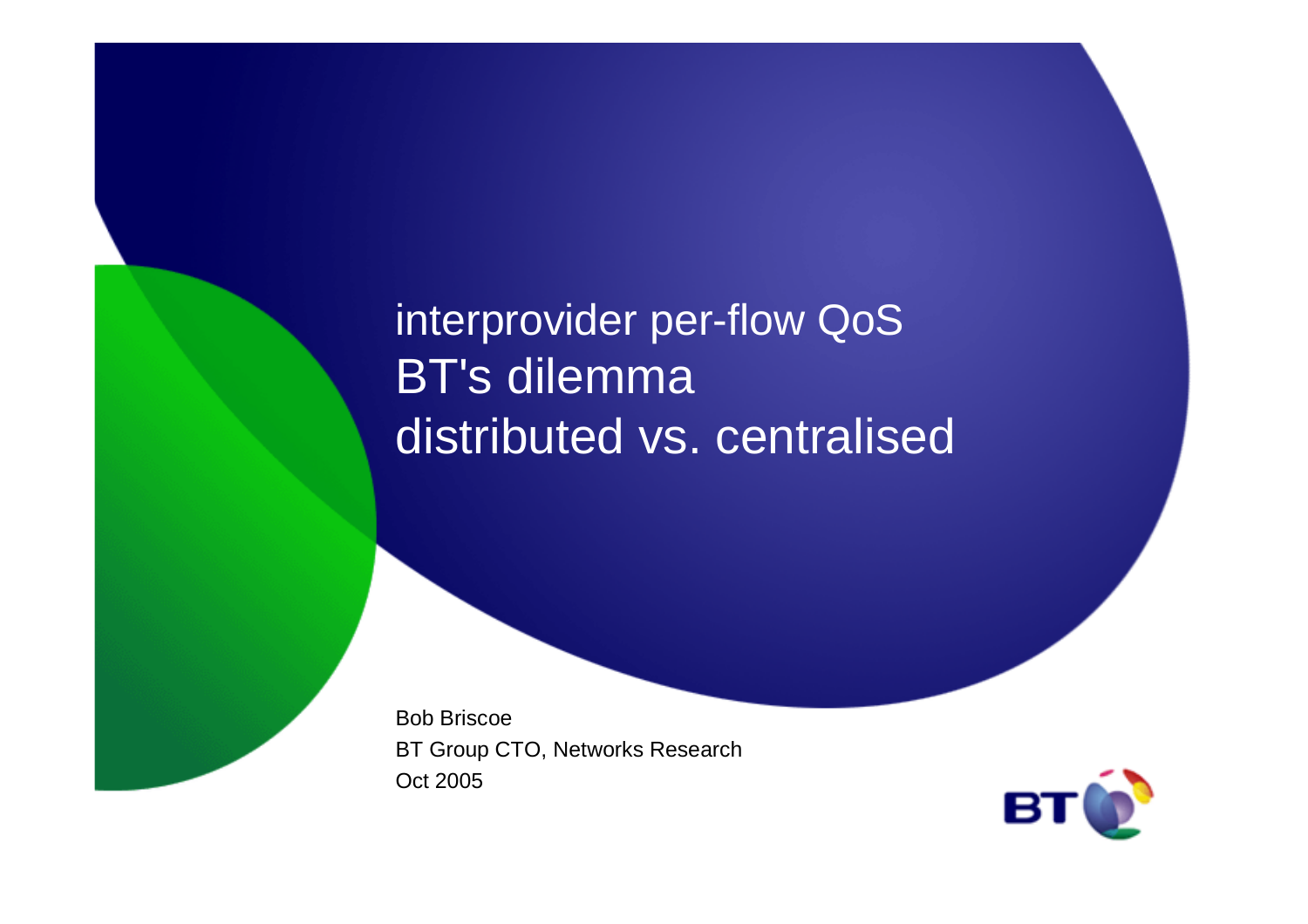# interprovider per-flow QoS BT's dilemma distributed vs. centralised

Bob Briscoe
BT Group CTO, Networks Research
Oct 2005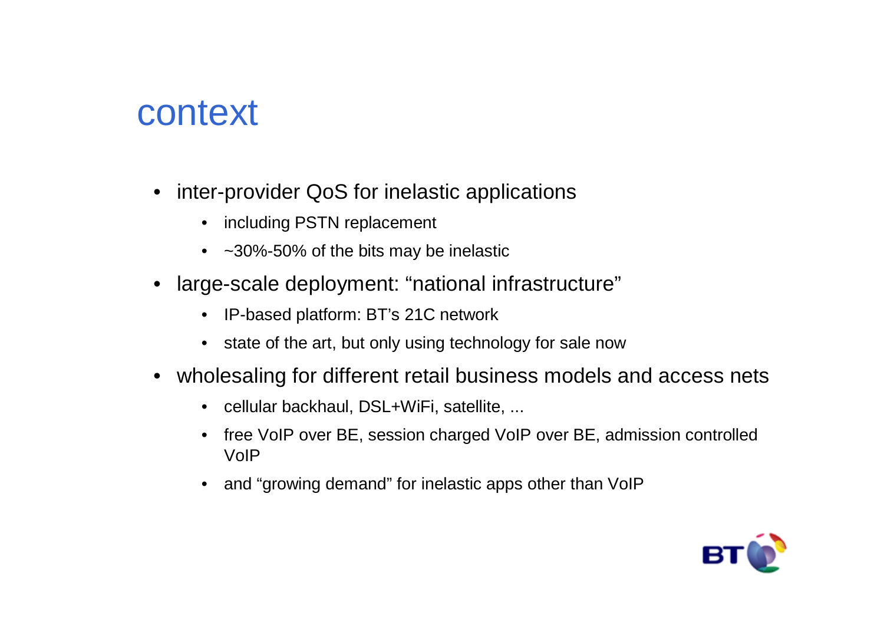# context

- inter-provider QoS for inelastic applications
  - including PSTN replacement
  - ~30%-50% of the bits may be inelastic
- large-scale deployment: “national infrastructure”
  - IP-based platform: BT’s 21C network
  - state of the art, but only using technology for sale now
- wholesaling for different retail business models and access nets
  - cellular backhaul, DSL+WiFi, satellite, ...
  - free VoIP over BE, session charged VoIP over BE, admission controlled VoIP
  - and “growing demand” for inelastic apps other than VoIP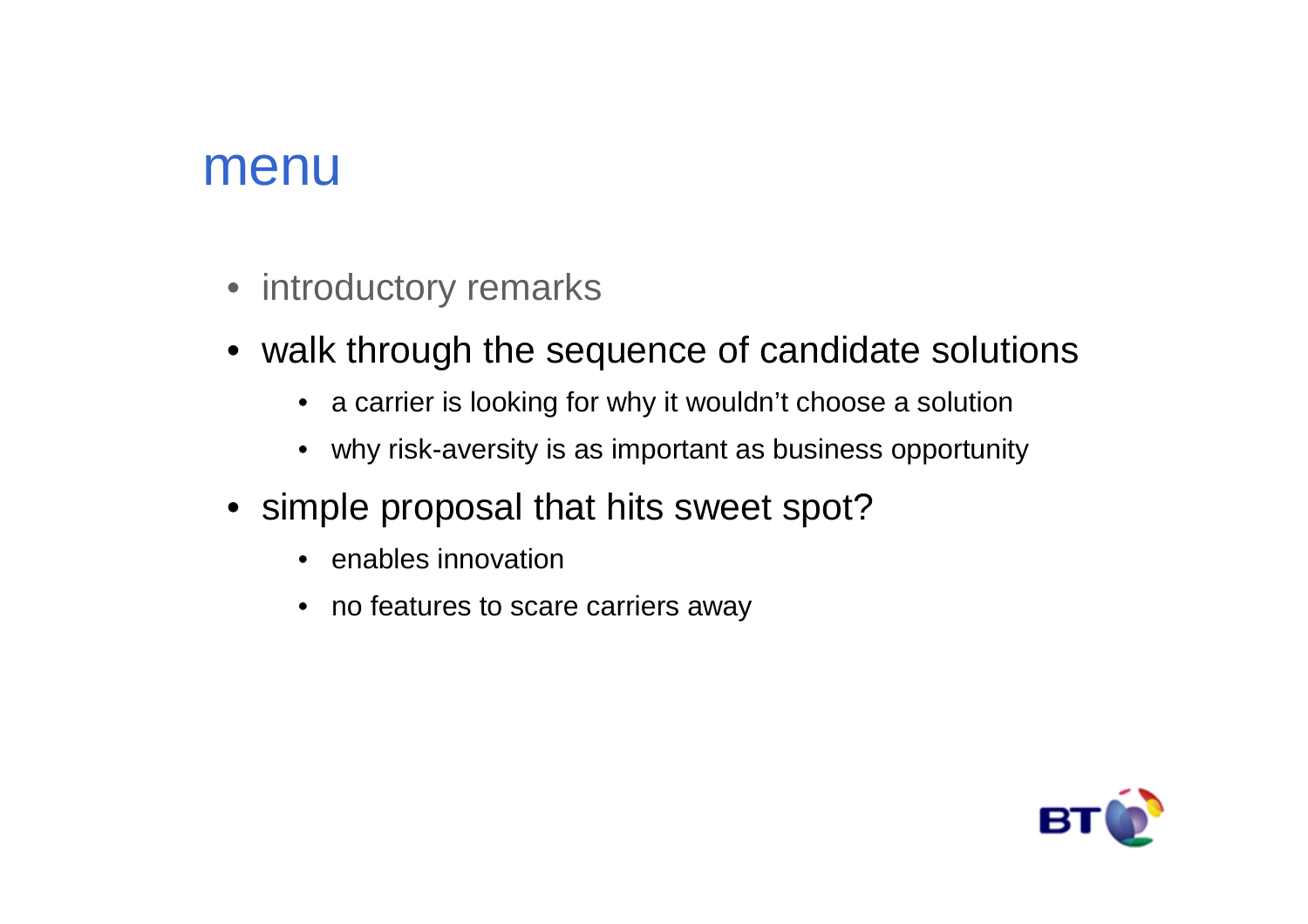# menu

- introductory remarks
- walk through the sequence of candidate solutions
  - a carrier is looking for why it wouldn't choose a solution
  - why risk-aversity is as important as business opportunity
- simple proposal that hits sweet spot?
  - enables innovation
  - no features to scare carriers away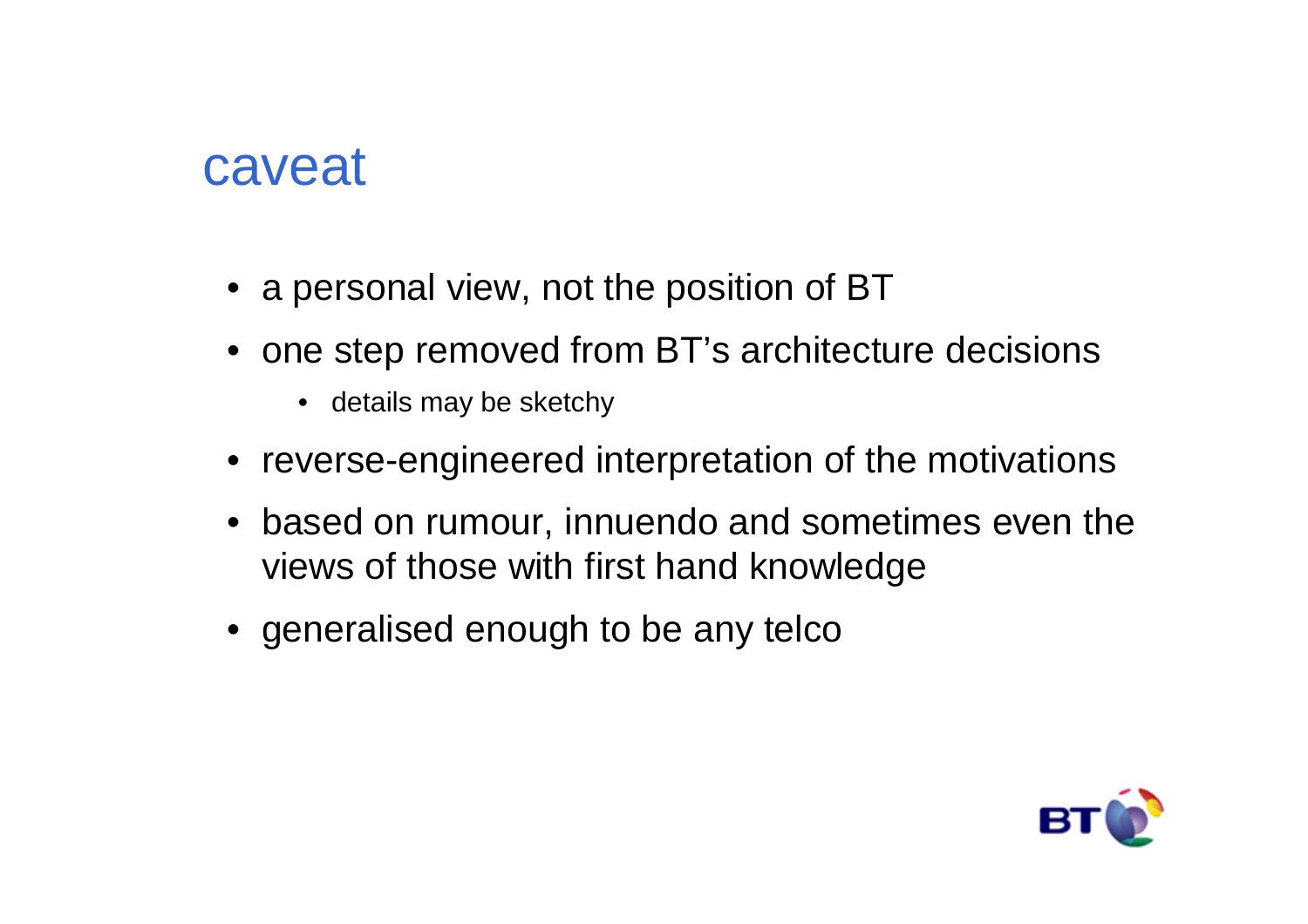# caveat

- a personal view, not the position of BT
- one step removed from BT's architecture decisions
  - details may be sketchy
- reverse-engineered interpretation of the motivations
- based on rumour, innuendo and sometimes even the views of those with first hand knowledge
- generalised enough to be any telco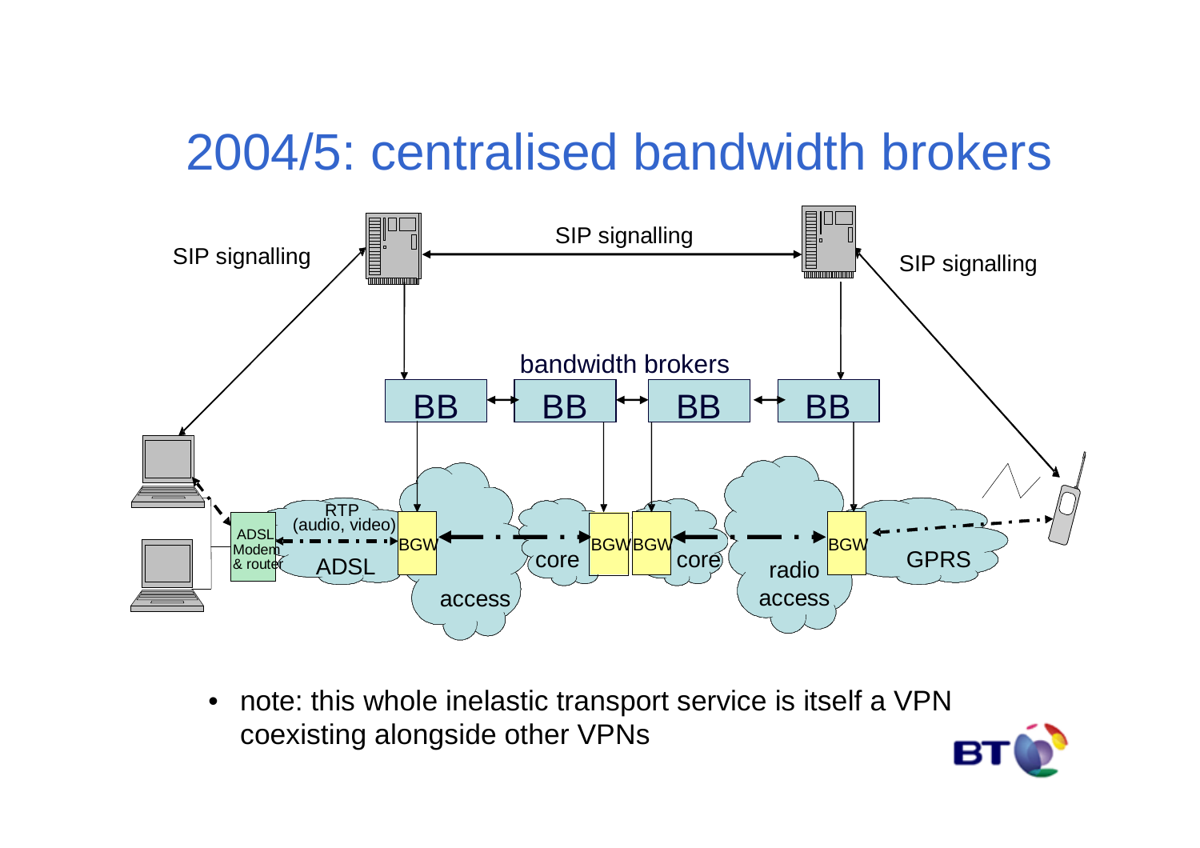# 2004/5: centralised bandwidth brokers

SIP signalling

SIP signalling

SIP signalling

bandwidth brokers

BB BB BB BB

RTP (audio, video)

ADSL Modem & router

BGW BGW BGW BGW

ADSL access core core radio access GPRS

- note: this whole inelastic transport service is itself a VPN coexisting alongside other VPNs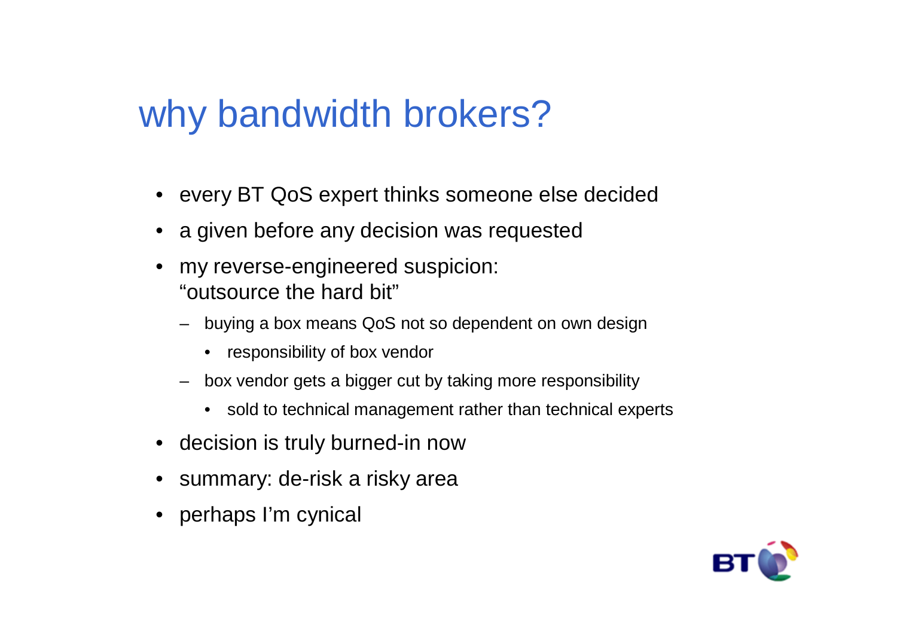# why bandwidth brokers?

- every BT QoS expert thinks someone else decided
- a given before any decision was requested
- my reverse-engineered suspicion:
  "outsource the hard bit"
  - buying a box means QoS not so dependent on own design
    - responsibility of box vendor
  - box vendor gets a bigger cut by taking more responsibility
    - sold to technical management rather than technical experts
- decision is truly burned-in now
- summary: de-risk a risky area
- perhaps I'm cynical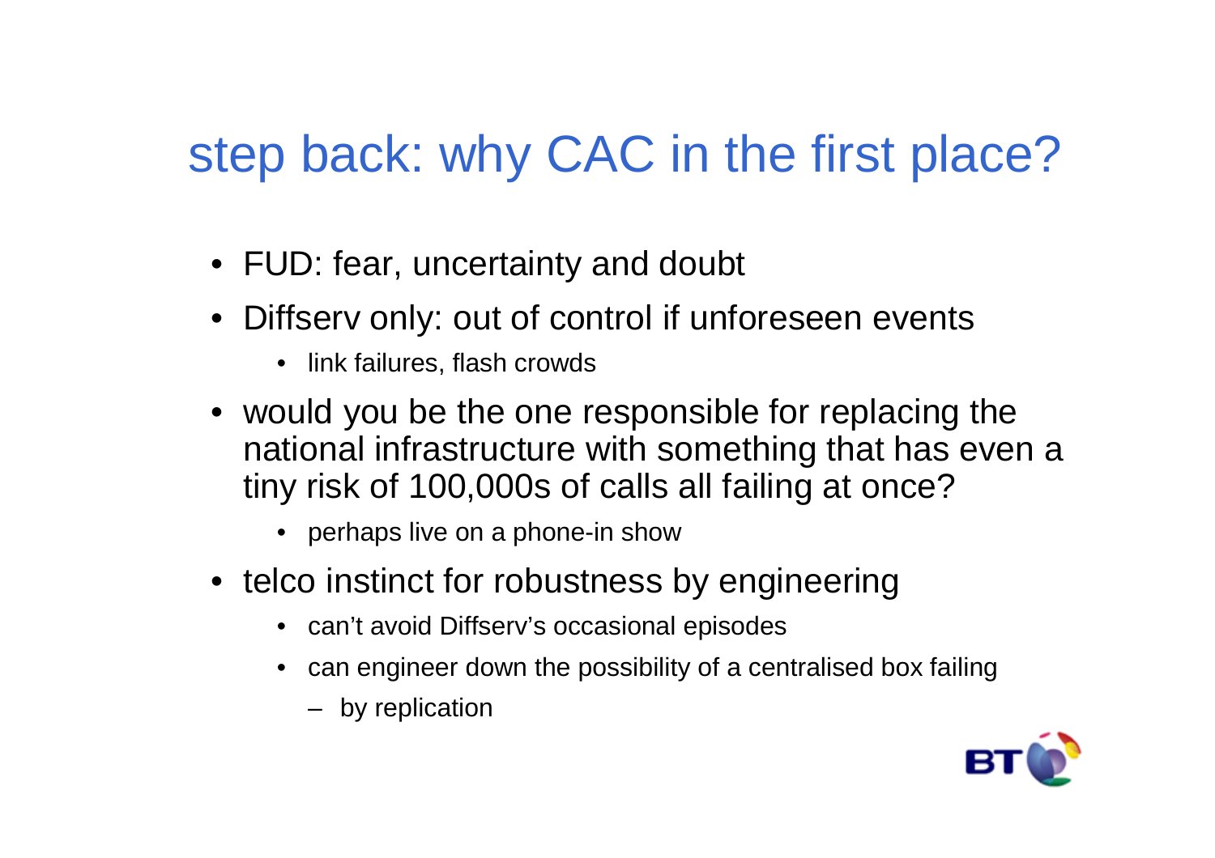# step back: why CAC in the first place?

- FUD: fear, uncertainty and doubt
- Diffserv only: out of control if unforeseen events
  - link failures, flash crowds
- would you be the one responsible for replacing the national infrastructure with something that has even a tiny risk of 100,000s of calls all failing at once?
  - perhaps live on a phone-in show
- telco instinct for robustness by engineering
  - can't avoid Diffserv's occasional episodes
  - can engineer down the possibility of a centralised box failing
    - by replication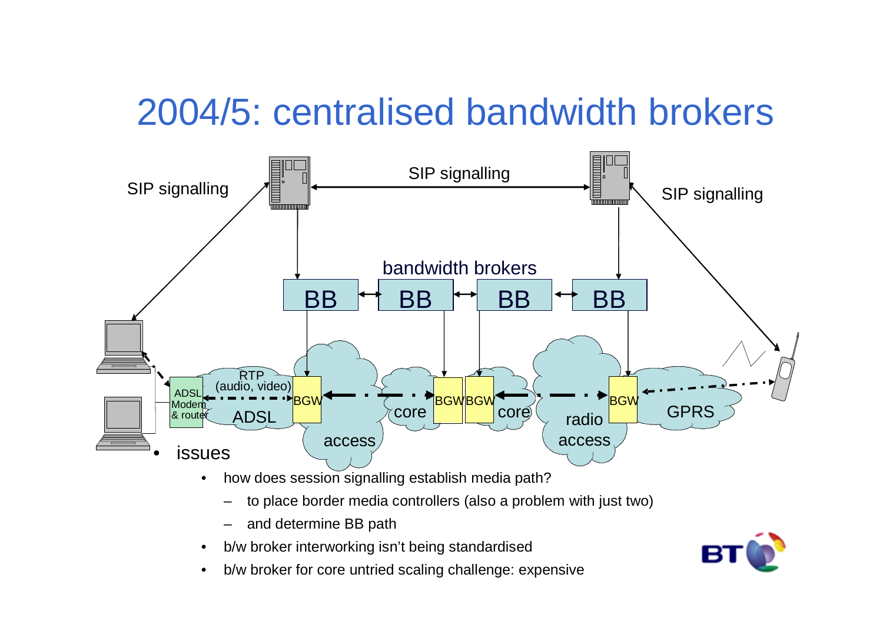# 2004/5: centralised bandwidth brokers

- issues
  - how does session signalling establish media path?
    - to place border media controllers (also a problem with just two)
    - and determine BB path
  - b/w broker interworking isn't being standardised
  - b/w broker for core untried scaling challenge: expensive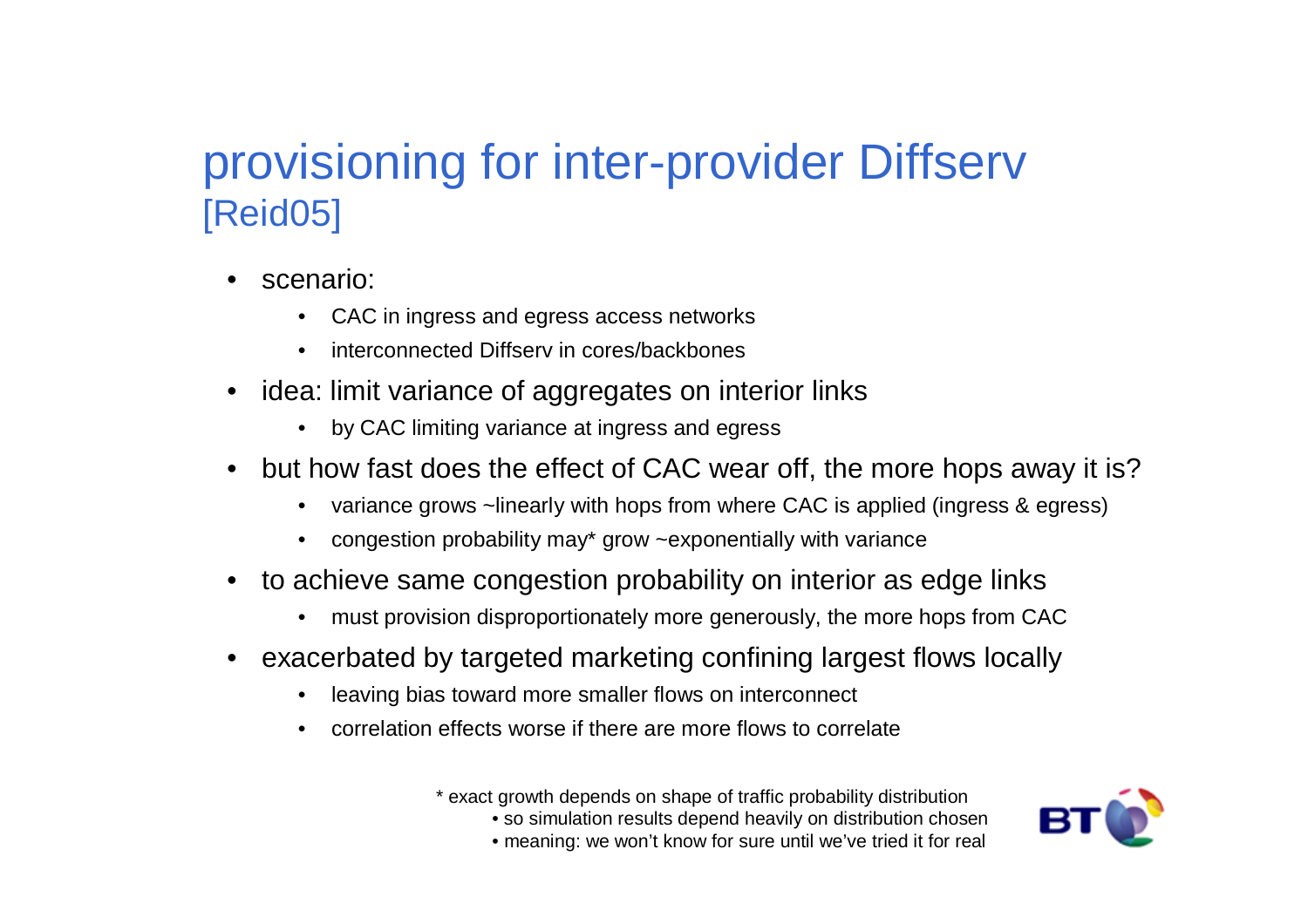# provisioning for inter-provider Diffserv [Reid05]

- scenario:
  - CAC in ingress and egress access networks
  - interconnected Diffserv in cores/backbones
- idea: limit variance of aggregates on interior links
  - by CAC limiting variance at ingress and egress
- but how fast does the effect of CAC wear off, the more hops away it is?
  - variance grows ~linearly with hops from where CAC is applied (ingress & egress)
  - congestion probability may* grow ~exponentially with variance
- to achieve same congestion probability on interior as edge links
  - must provision disproportionately more generously, the more hops from CAC
- exacerbated by targeted marketing confining largest flows locally
  - leaving bias toward more smaller flows on interconnect
  - correlation effects worse if there are more flows to correlate

\* exact growth depends on shape of traffic probability distribution
- so simulation results depend heavily on distribution chosen
- meaning: we won't know for sure until we've tried it for real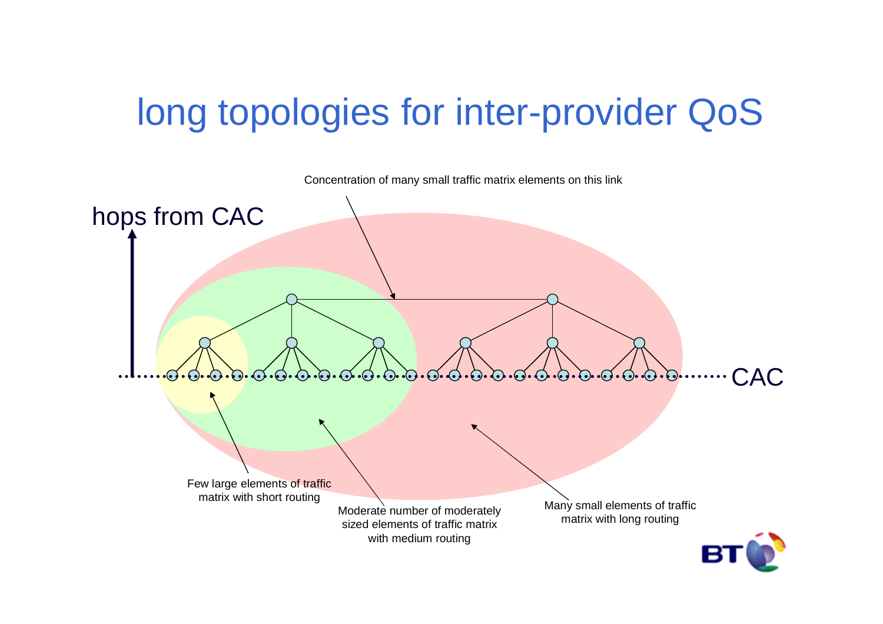# long topologies for inter-provider QoS

Concentration of many small traffic matrix elements on this link

hops from CAC

CAC

Few large elements of traffic matrix with short routing

Moderate number of moderately sized elements of traffic matrix with medium routing

Many small elements of traffic matrix with long routing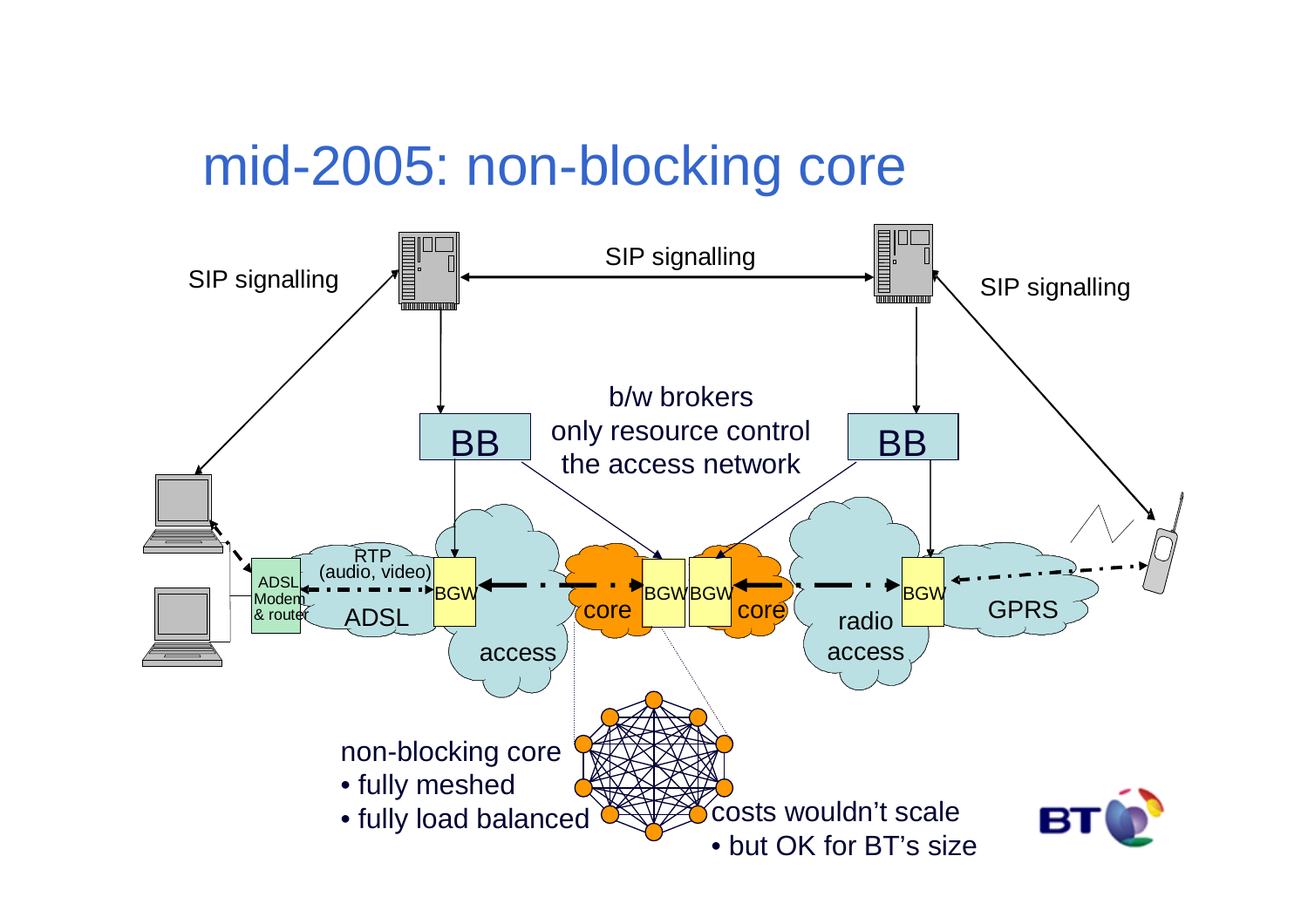# mid-2005: non-blocking core

SIP signalling

SIP signalling

SIP signalling

BB

BB

b/w brokers
only resource control
the access network

RTP
(audio, video)

ADSL Modem & router

ADSL

BGW

access

core

BGW BGW

core

radio access

BGW

GPRS

non-blocking core
- fully meshed
- fully load balanced

costs wouldn't scale
- but OK for BT's size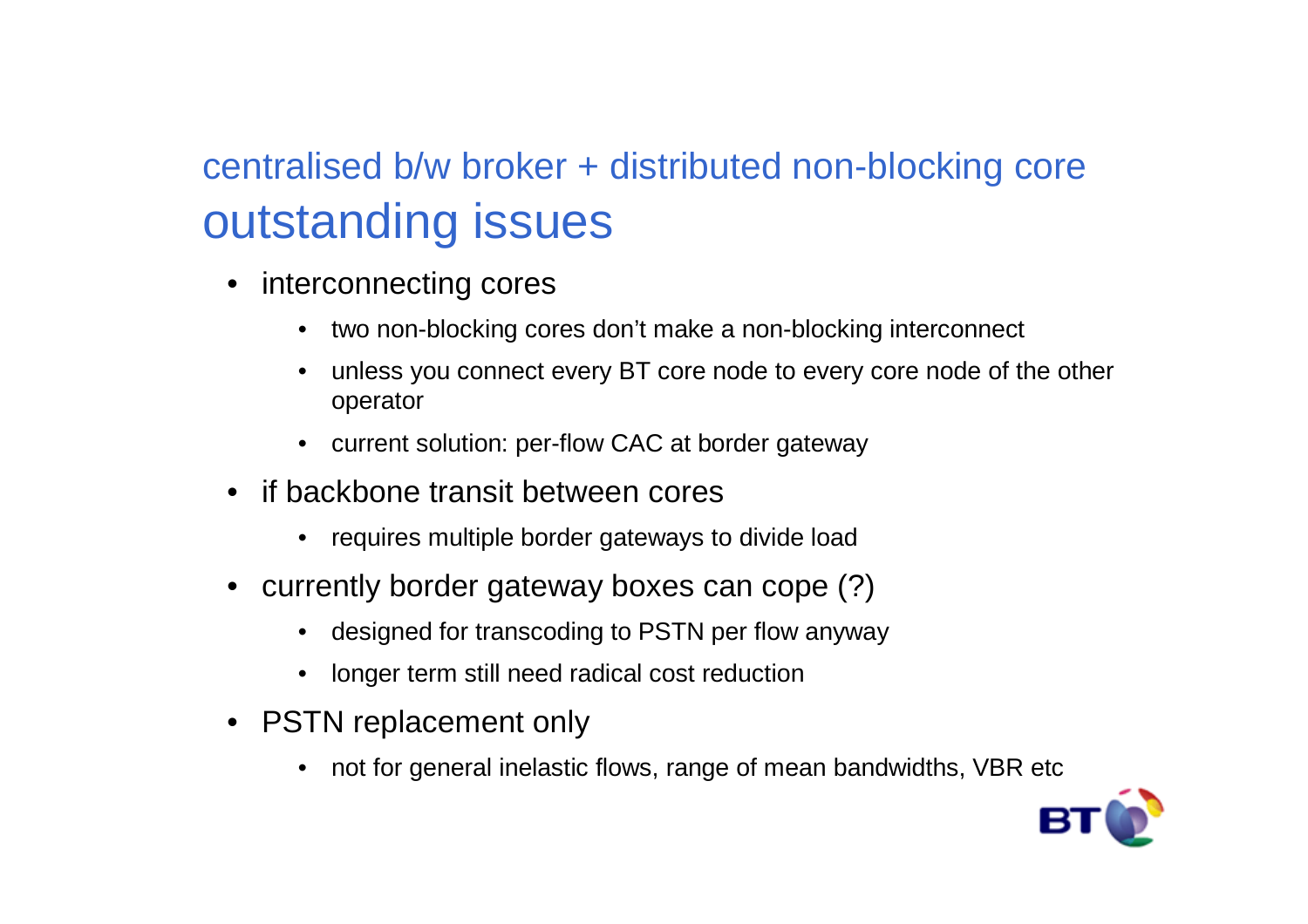## centralised b/w broker + distributed non-blocking core

# outstanding issues

- interconnecting cores
  - two non-blocking cores don't make a non-blocking interconnect
  - unless you connect every BT core node to every core node of the other operator
  - current solution: per-flow CAC at border gateway
- if backbone transit between cores
  - requires multiple border gateways to divide load
- currently border gateway boxes can cope (?)
  - designed for transcoding to PSTN per flow anyway
  - longer term still need radical cost reduction
- PSTN replacement only
  - not for general inelastic flows, range of mean bandwidths, VBR etc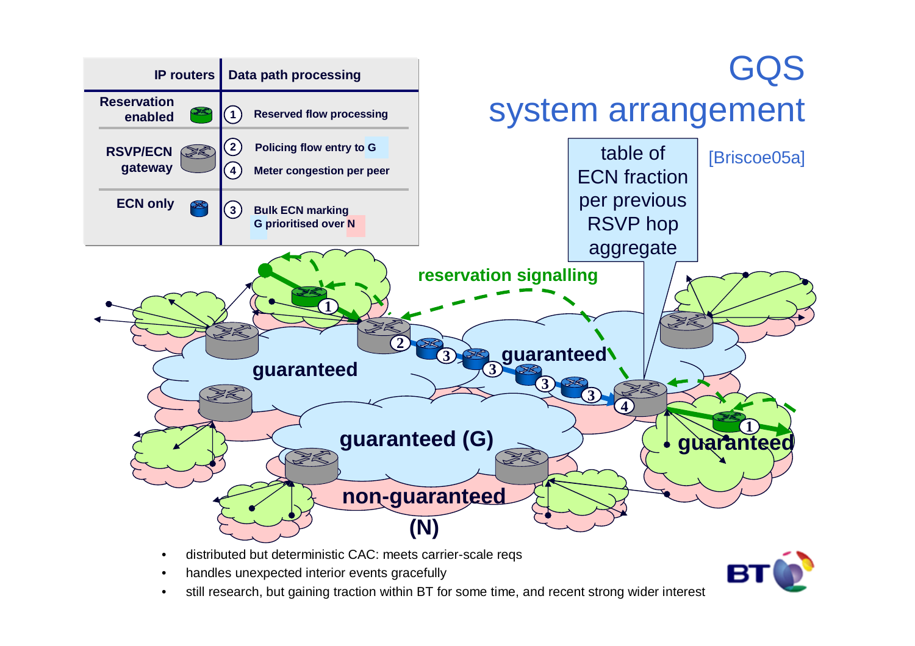# GQS system arrangement

[Briscoe05a]

| IP routers | Data path processing |
|---|---|
| Reservation enabled | (1) Reserved flow processing |
| RSVP/ECN gateway | (2) Policing flow entry to G<br>(4) Meter congestion per peer |
| ECN only | (3) Bulk ECN marking<br>G prioritised over N |

table of ECN fraction per previous RSVP hop aggregate

reservation signalling

guaranteed

guaranteed (G)

non-guaranteed (N)

- distributed but deterministic CAC: meets carrier-scale reqs
- handles unexpected interior events gracefully
- still research, but gaining traction within BT for some time, and recent strong wider interest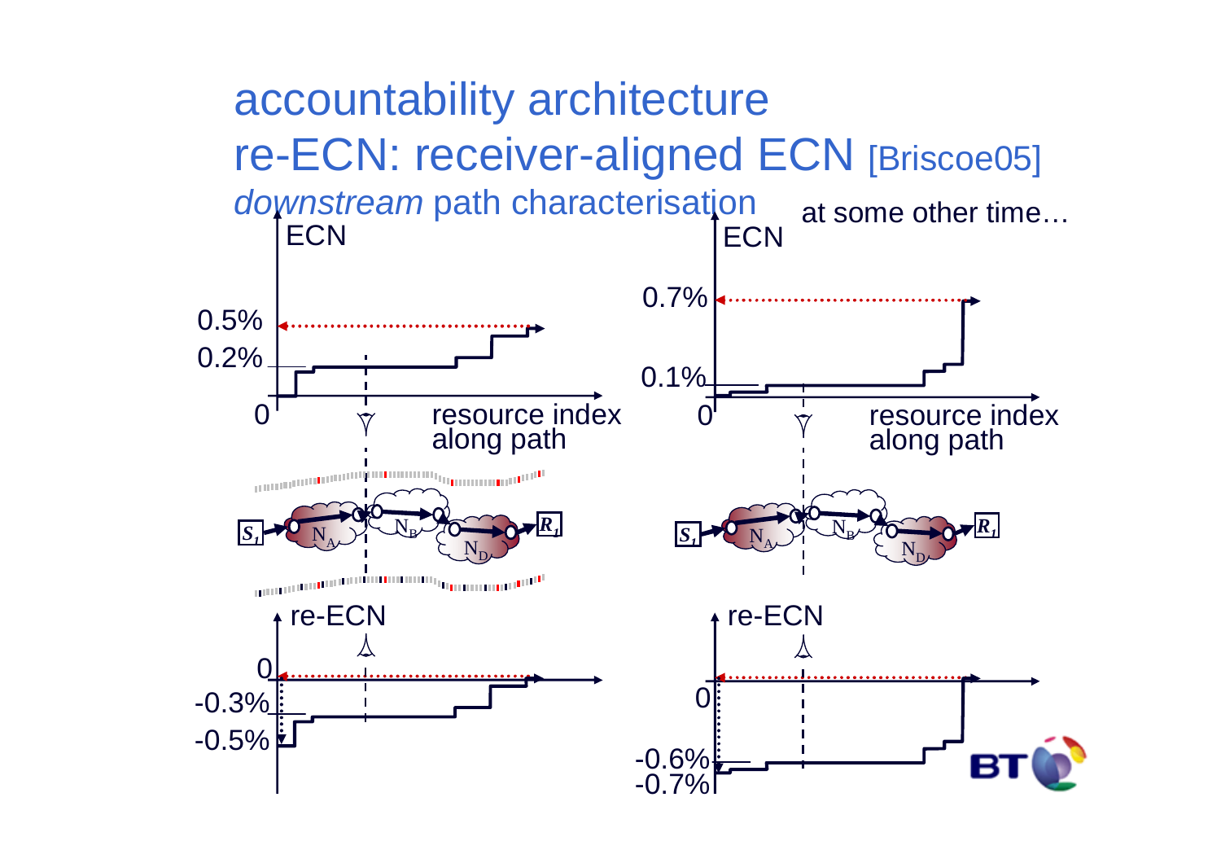# accountability architecture

## re-ECN: receiver-aligned ECN [Briscoe05]

*downstream* path characterisation

at some other time…

ECN

0.5%

0.2%

0

resource index along path

ECN

0.7%

0.1%

0

resource index along path

$S_1$ $N_A$ $N_B$ $N_D$ $R_1$

$S_1$ $N_A$ $N_B$ $N_D$ $R_1$

re-ECN

0

-0.3%

-0.5%

re-ECN

0

-0.6%

-0.7%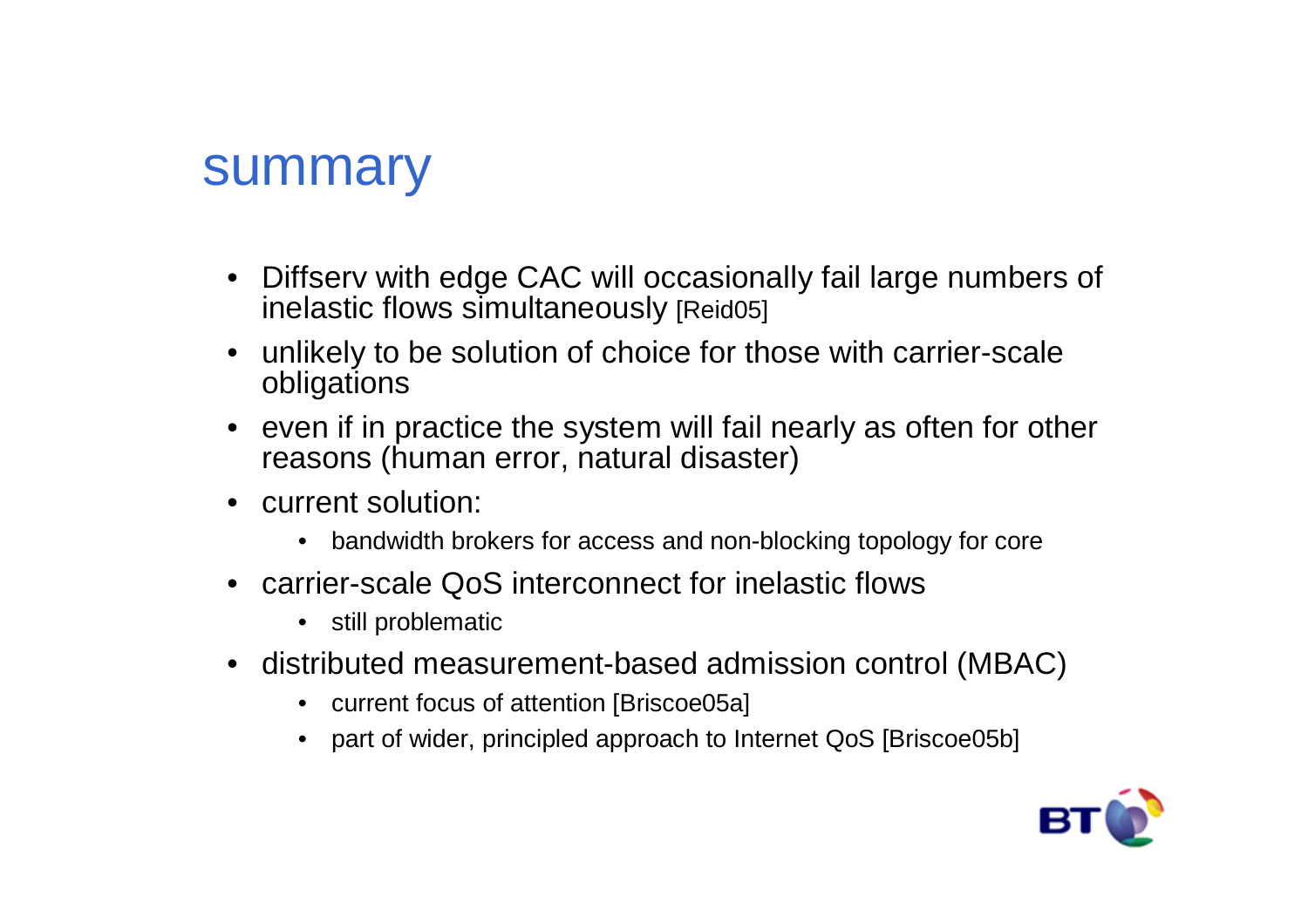# summary

- Diffserv with edge CAC will occasionally fail large numbers of inelastic flows simultaneously [Reid05]
- unlikely to be solution of choice for those with carrier-scale obligations
- even if in practice the system will fail nearly as often for other reasons (human error, natural disaster)
- current solution:
  - bandwidth brokers for access and non-blocking topology for core
- carrier-scale QoS interconnect for inelastic flows
  - still problematic
- distributed measurement-based admission control (MBAC)
  - current focus of attention [Briscoe05a]
  - part of wider, principled approach to Internet QoS [Briscoe05b]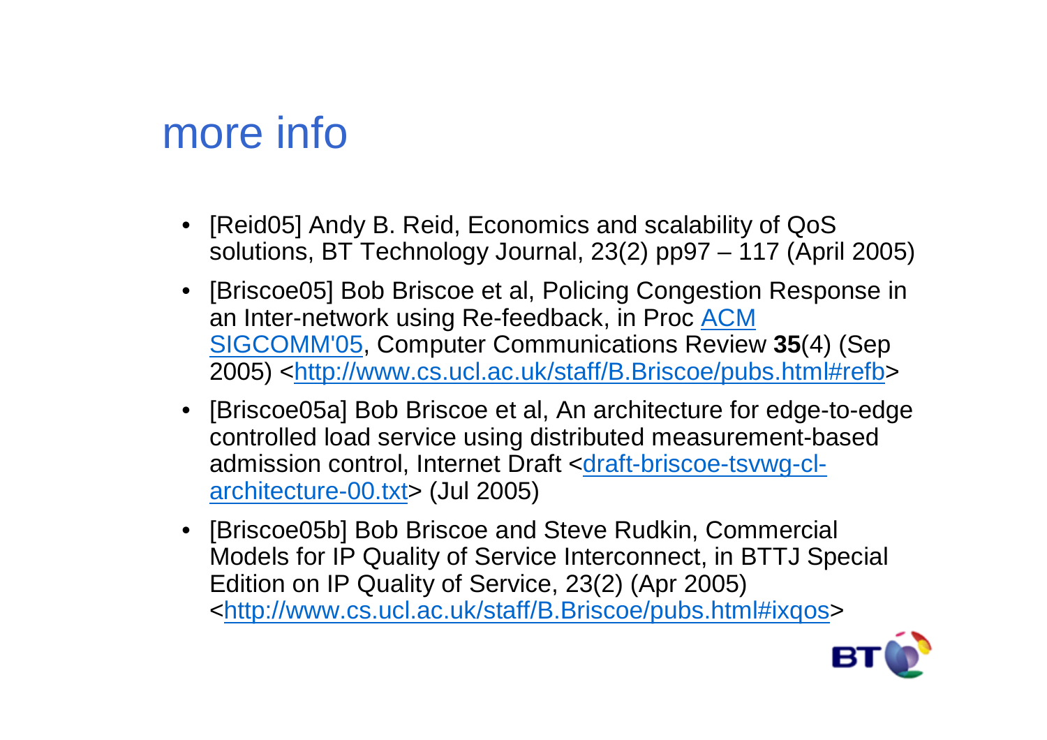# more info

- [Reid05] Andy B. Reid, Economics and scalability of QoS solutions, BT Technology Journal, 23(2) pp97 – 117 (April 2005)
- [Briscoe05] Bob Briscoe et al, Policing Congestion Response in an Inter-network using Re-feedback, in Proc ACM SIGCOMM'05, Computer Communications Review **35**(4) (Sep 2005) <http://www.cs.ucl.ac.uk/staff/B.Briscoe/pubs.html#refb>
- [Briscoe05a] Bob Briscoe et al, An architecture for edge-to-edge controlled load service using distributed measurement-based admission control, Internet Draft <draft-briscoe-tsvwg-cl-architecture-00.txt> (Jul 2005)
- [Briscoe05b] Bob Briscoe and Steve Rudkin, Commercial Models for IP Quality of Service Interconnect, in BTTJ Special Edition on IP Quality of Service, 23(2) (Apr 2005) <http://www.cs.ucl.ac.uk/staff/B.Briscoe/pubs.html#ixqos>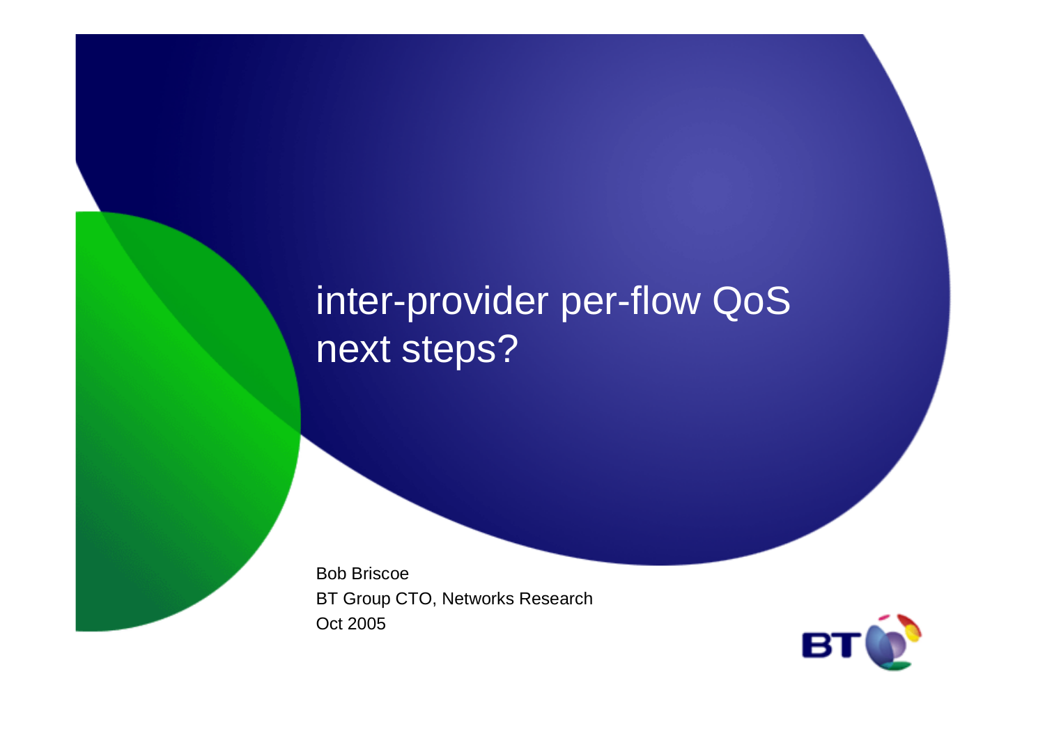# inter-provider per-flow QoS next steps?

Bob Briscoe

BT Group CTO, Networks Research

Oct 2005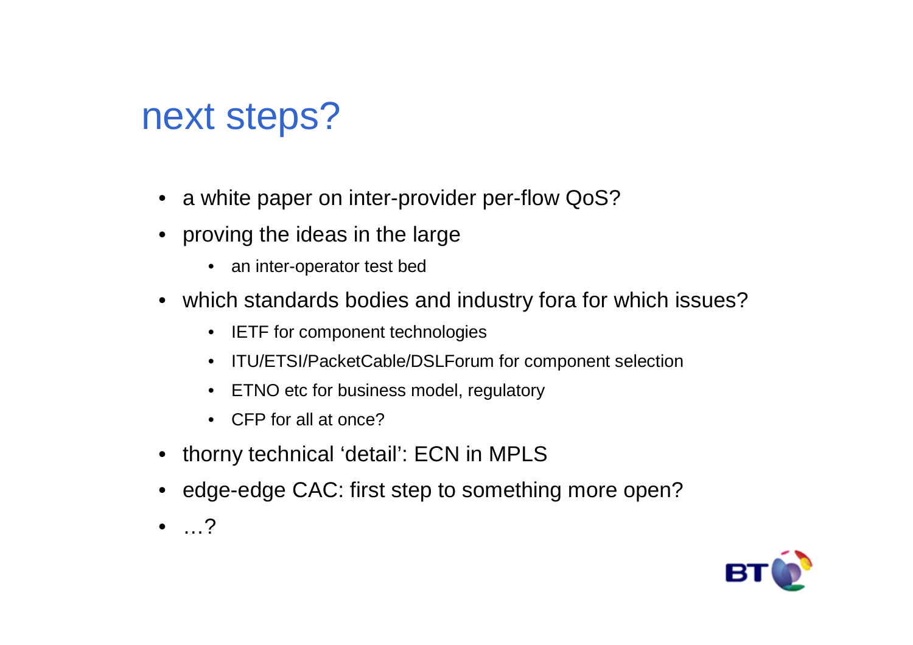# next steps?

- a white paper on inter-provider per-flow QoS?
- proving the ideas in the large
  - an inter-operator test bed
- which standards bodies and industry fora for which issues?
  - IETF for component technologies
  - ITU/ETSI/PacketCable/DSLForum for component selection
  - ETNO etc for business model, regulatory
  - CFP for all at once?
- thorny technical 'detail': ECN in MPLS
- edge-edge CAC: first step to something more open?
- …?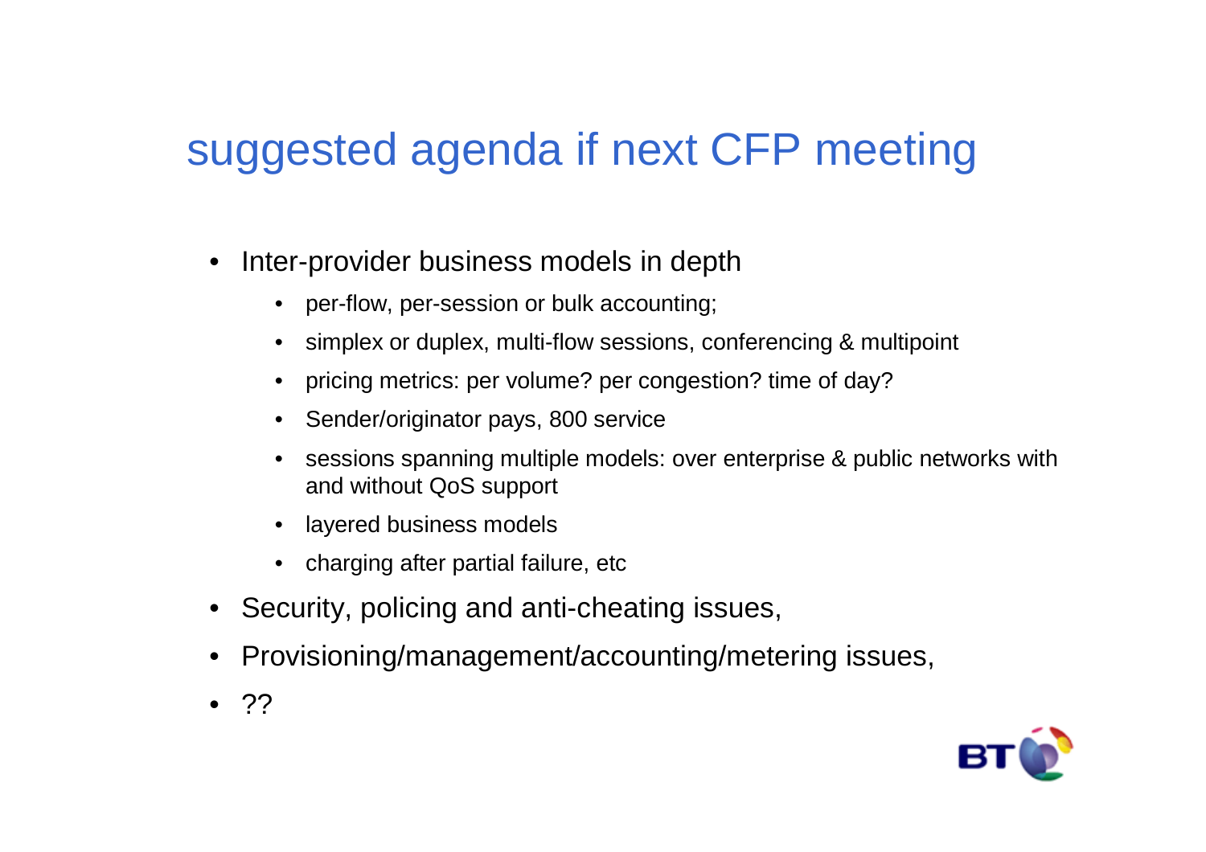# suggested agenda if next CFP meeting

- Inter-provider business models in depth
  - per-flow, per-session or bulk accounting;
  - simplex or duplex, multi-flow sessions, conferencing & multipoint
  - pricing metrics: per volume? per congestion? time of day?
  - Sender/originator pays, 800 service
  - sessions spanning multiple models: over enterprise & public networks with and without QoS support
  - layered business models
  - charging after partial failure, etc
- Security, policing and anti-cheating issues,
- Provisioning/management/accounting/metering issues,
- ??